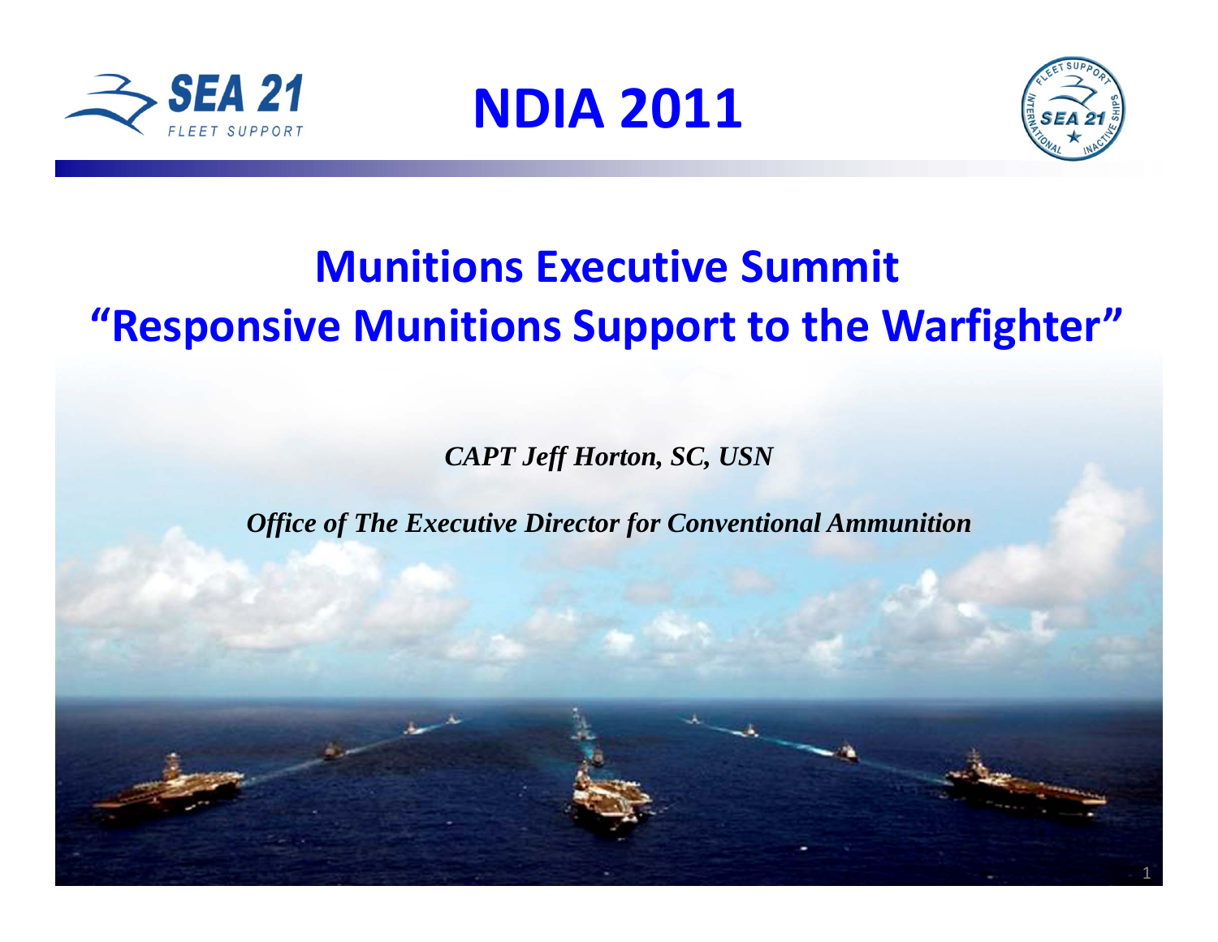# NDIA 2011

## Munitions Executive Summit
## "Responsive Munitions Support to the Warfighter"

***CAPT Jeff Horton, SC, USN***

***Office of The Executive Director for Conventional Ammunition***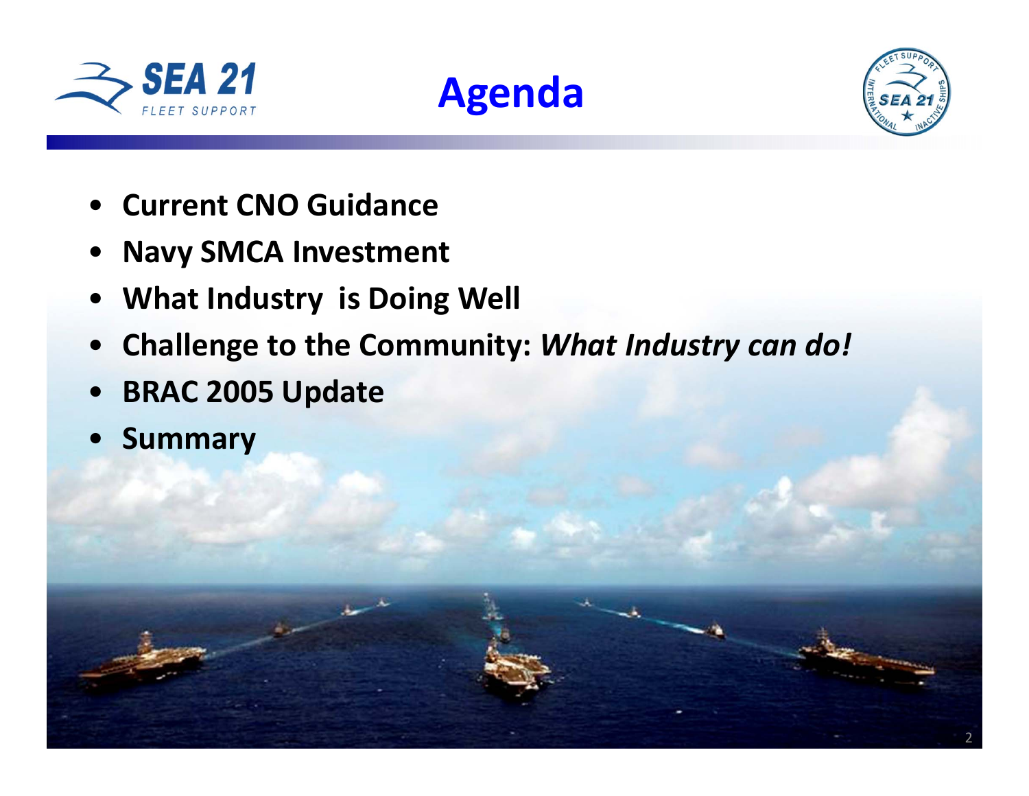# Agenda

- **Current CNO Guidance**
- **Navy SMCA Investment**
- **What Industry is Doing Well**
- **Challenge to the Community: *What Industry can do!***
- **BRAC 2005 Update**
- **Summary**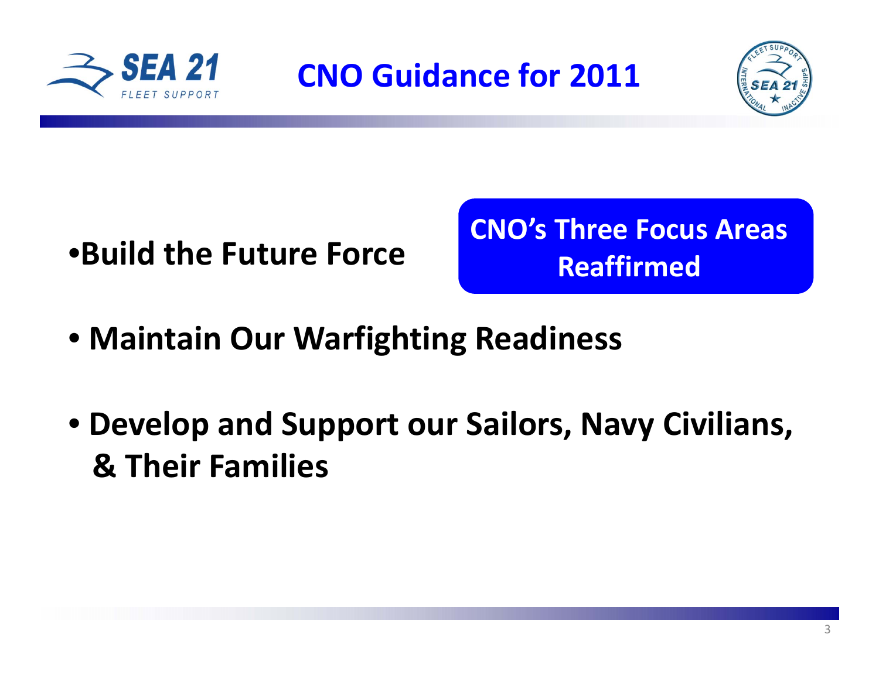# CNO Guidance for 2011

**CNO's Three Focus Areas Reaffirmed**

- **Build the Future Force**
- **Maintain Our Warfighting Readiness**
- **Develop and Support our Sailors, Navy Civilians, & Their Families**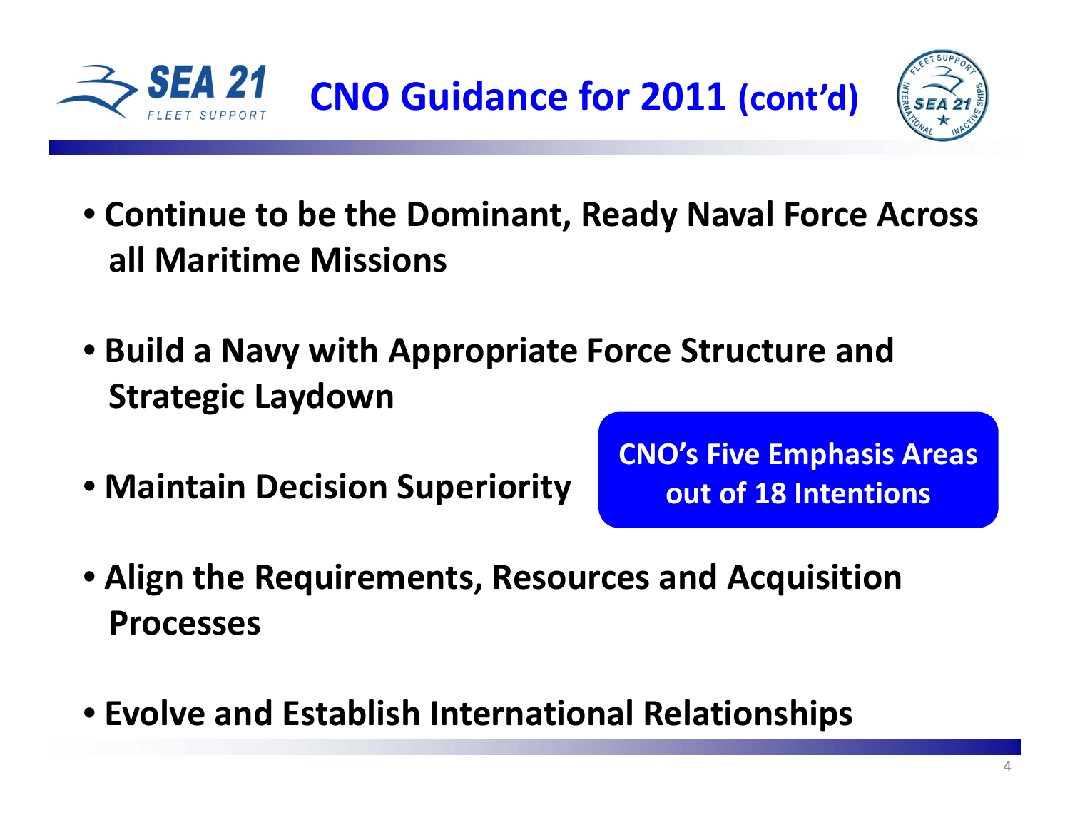# CNO Guidance for 2011 (cont'd)

- **Continue to be the Dominant, Ready Naval Force Across all Maritime Missions**
- **Build a Navy with Appropriate Force Structure and Strategic Laydown**
- **Maintain Decision Superiority**
- **Align the Requirements, Resources and Acquisition Processes**
- **Evolve and Establish International Relationships**

**CNO's Five Emphasis Areas out of 18 Intentions**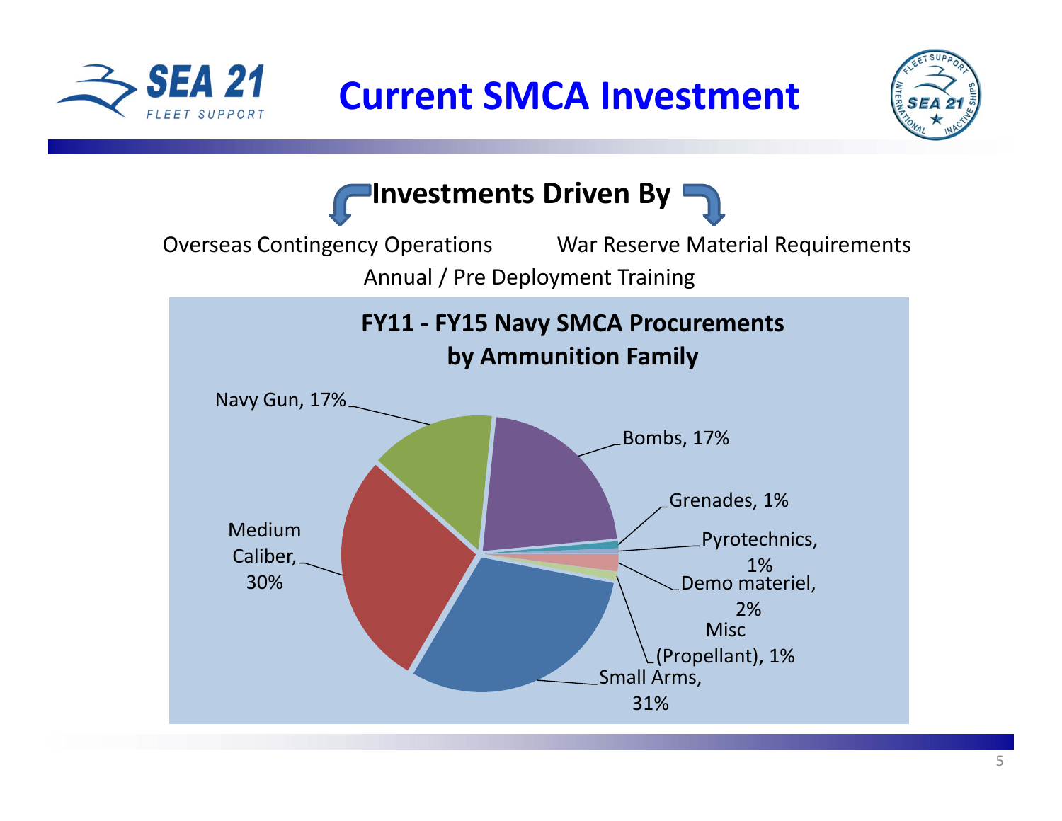# Current SMCA Investment

## Investments Driven By

Overseas Contingency Operations

War Reserve Material Requirements

Annual / Pre Deployment Training

**FY11 - FY15 Navy SMCA Procurements by Ammunition Family**

| Ammunition Family | Percentage |
|---|---|
| Small Arms | 31% |
| Medium Caliber | 30% |
| Navy Gun | 17% |
| Bombs | 17% |
| Demo materiel | 2% |
| Grenades | 1% |
| Pyrotechnics | 1% |
| Misc (Propellant) | 1% |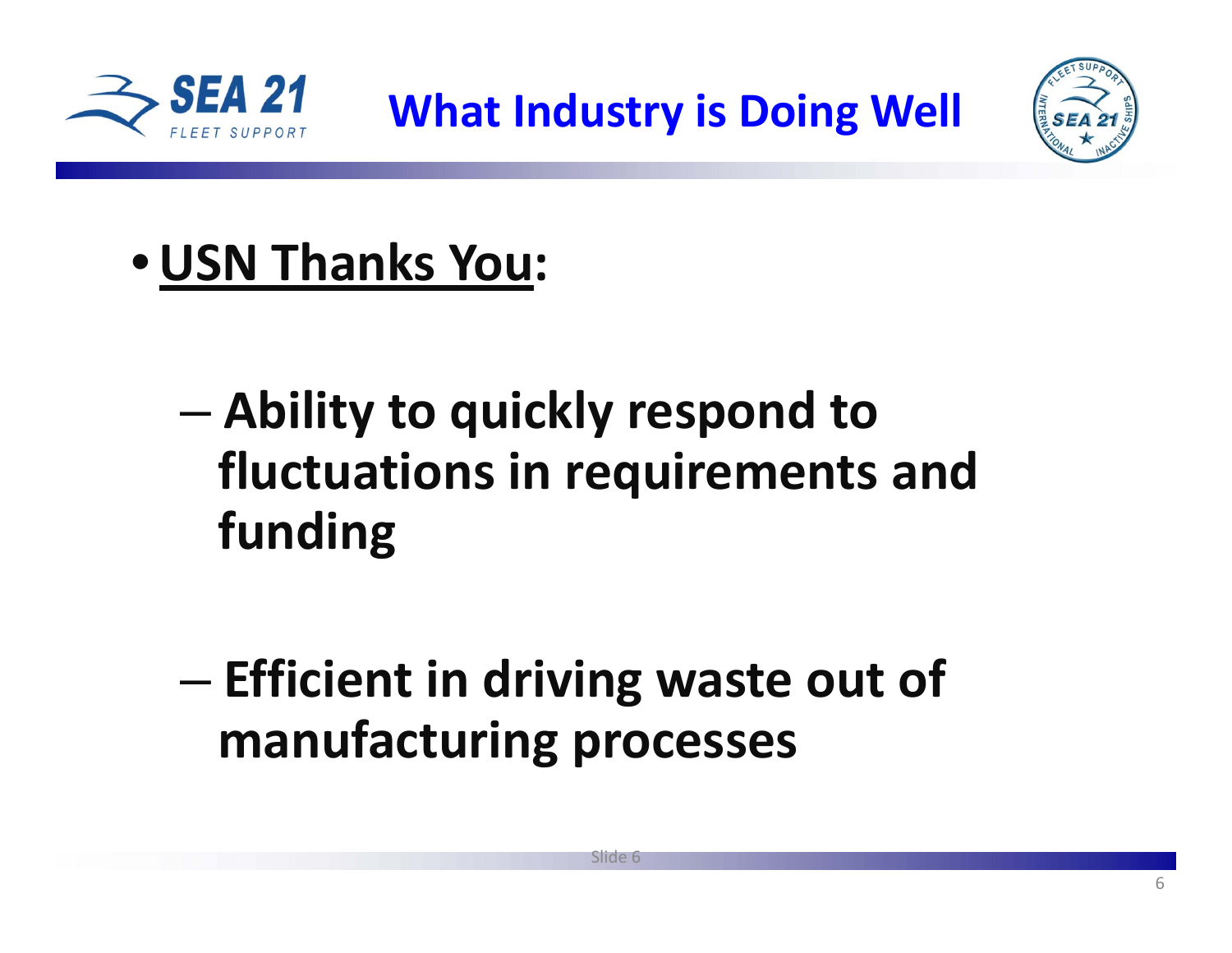# What Industry is Doing Well

- **<u>USN Thanks You</u>:**
  - **Ability to quickly respond to fluctuations in requirements and funding**
  - **Efficient in driving waste out of manufacturing processes**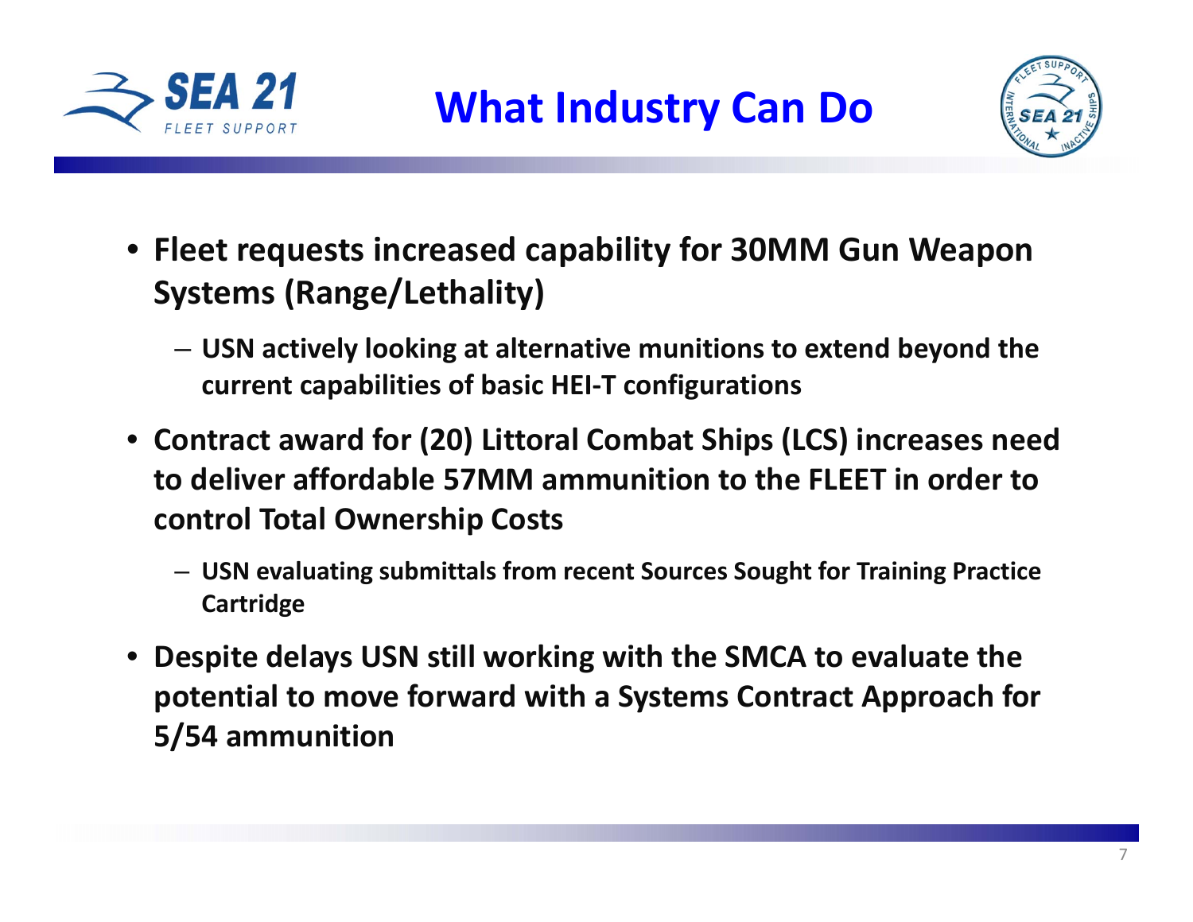# What Industry Can Do

- **Fleet requests increased capability for 30MM Gun Weapon Systems (Range/Lethality)**
  - **USN actively looking at alternative munitions to extend beyond the current capabilities of basic HEI-T configurations**
- **Contract award for (20) Littoral Combat Ships (LCS) increases need to deliver affordable 57MM ammunition to the FLEET in order to control Total Ownership Costs**
  - **USN evaluating submittals from recent Sources Sought for Training Practice Cartridge**
- **Despite delays USN still working with the SMCA to evaluate the potential to move forward with a Systems Contract Approach for 5/54 ammunition**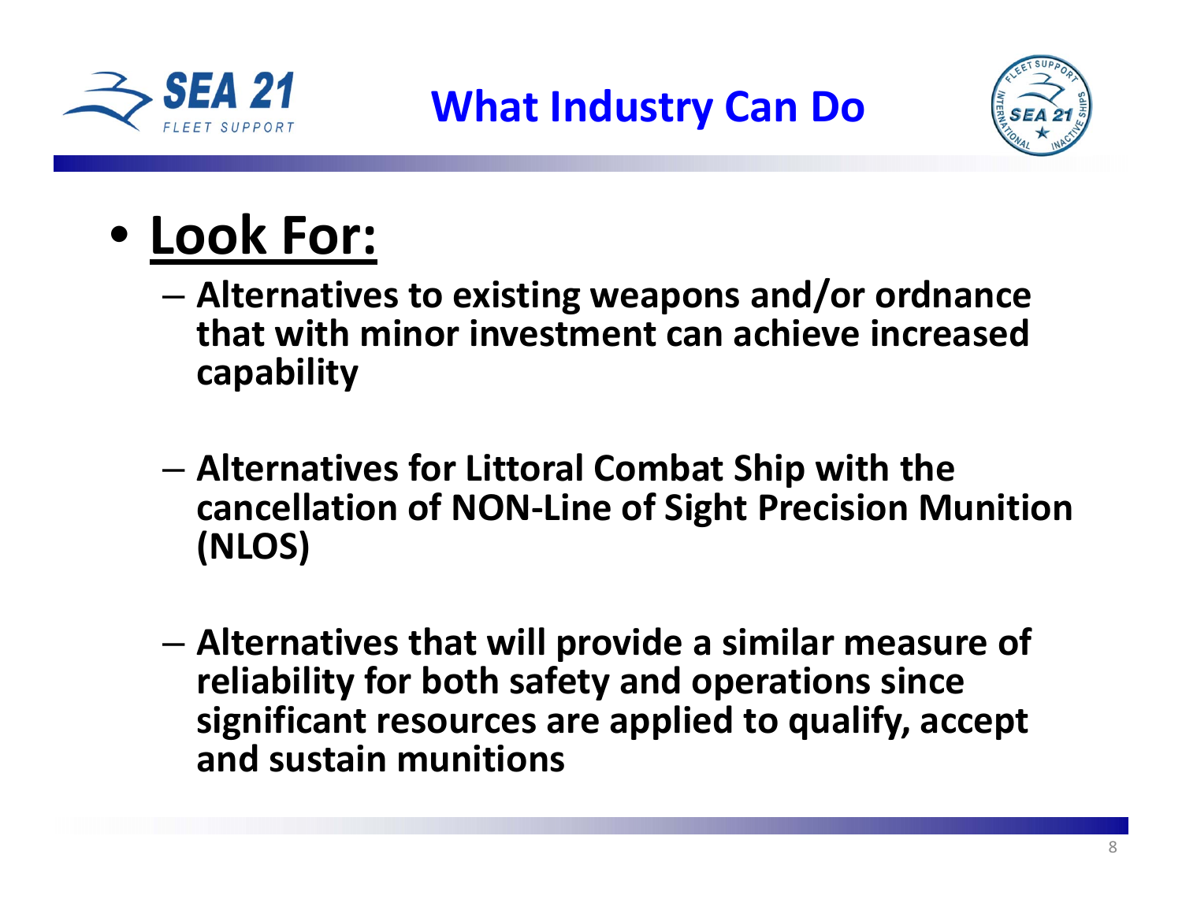# What Industry Can Do

- **<u>Look For:</u>**
  - **Alternatives to existing weapons and/or ordnance that with minor investment can achieve increased capability**
  - **Alternatives for Littoral Combat Ship with the cancellation of NON-Line of Sight Precision Munition (NLOS)**
  - **Alternatives that will provide a similar measure of reliability for both safety and operations since significant resources are applied to qualify, accept and sustain munitions**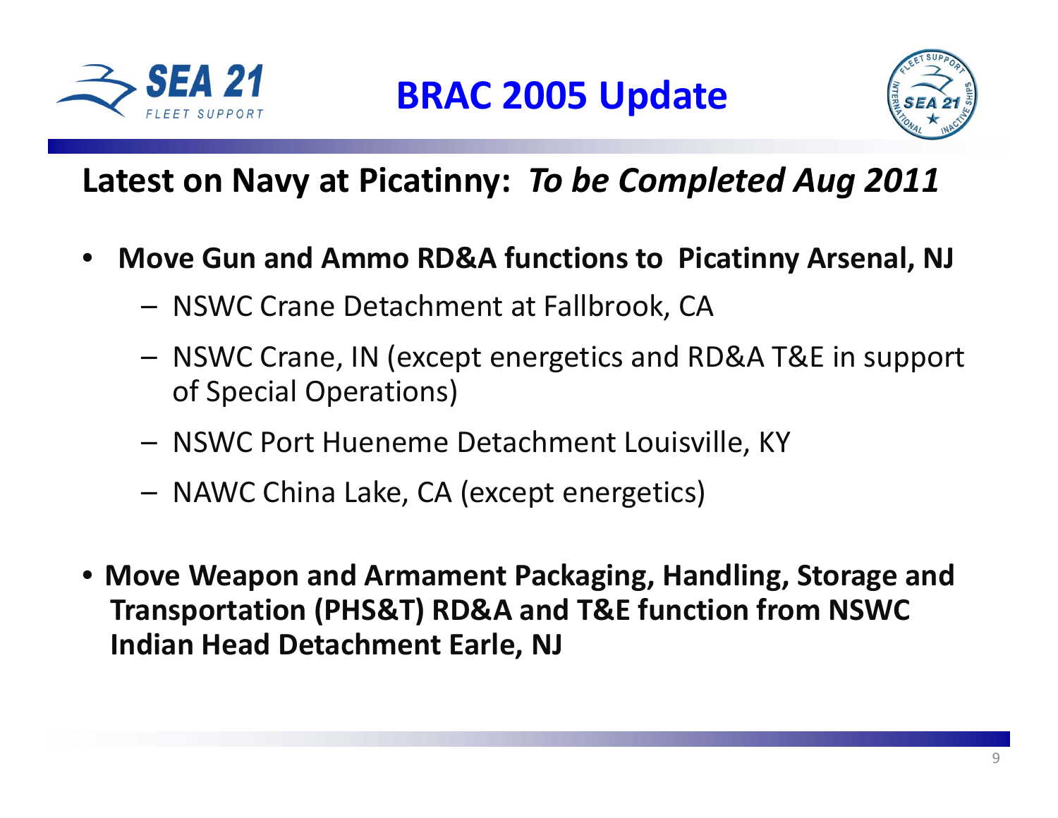# BRAC 2005 Update

## Latest on Navy at Picatinny: *To be Completed Aug 2011*

- **Move Gun and Ammo RD&A functions to Picatinny Arsenal, NJ**
  - NSWC Crane Detachment at Fallbrook, CA
  - NSWC Crane, IN (except energetics and RD&A T&E in support of Special Operations)
  - NSWC Port Hueneme Detachment Louisville, KY
  - NAWC China Lake, CA (except energetics)

- **Move Weapon and Armament Packaging, Handling, Storage and Transportation (PHS&T) RD&A and T&E function from NSWC Indian Head Detachment Earle, NJ**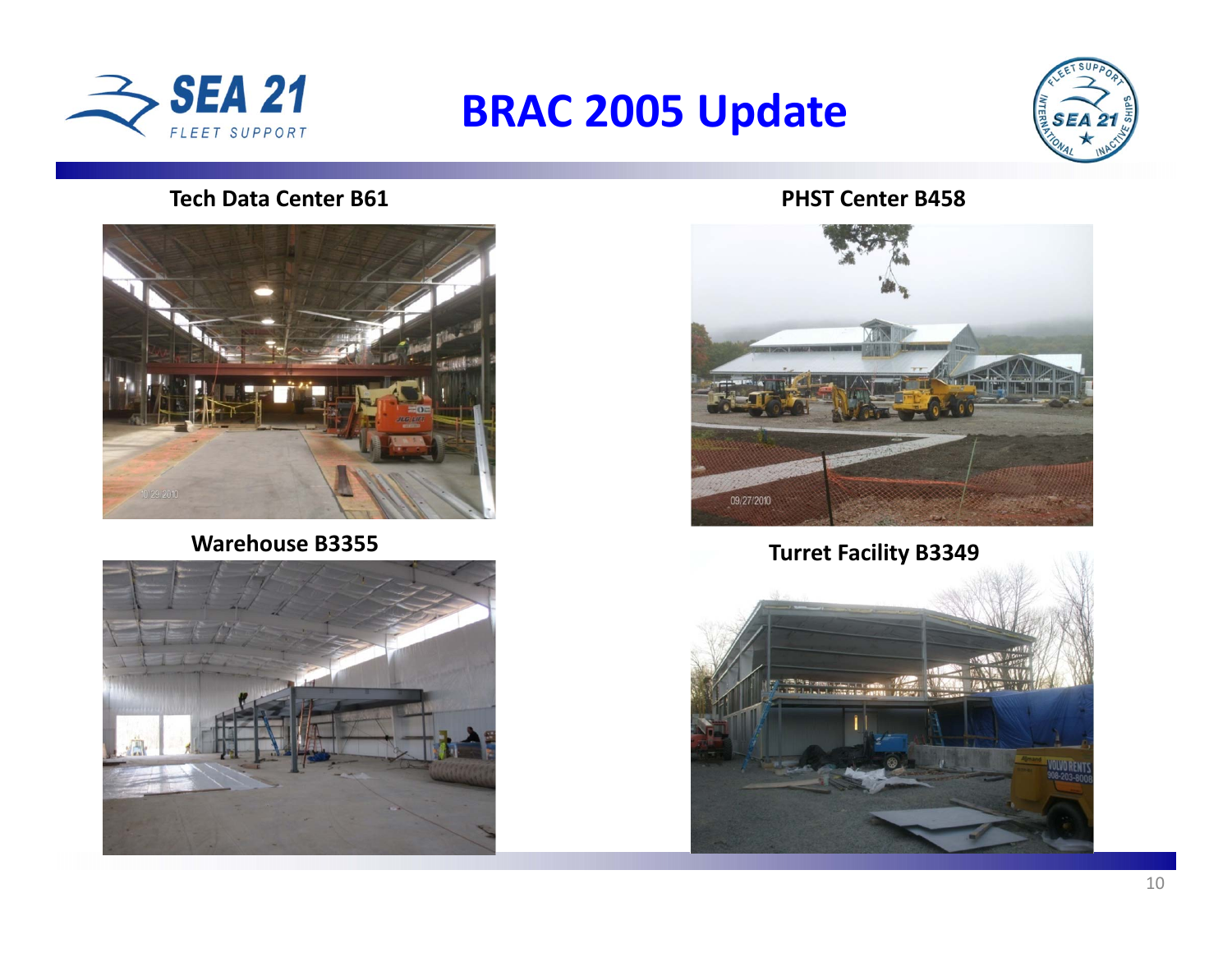# BRAC 2005 Update

**Tech Data Center B61**

**PHST Center B458**

**Warehouse B3355**

**Turret Facility B3349**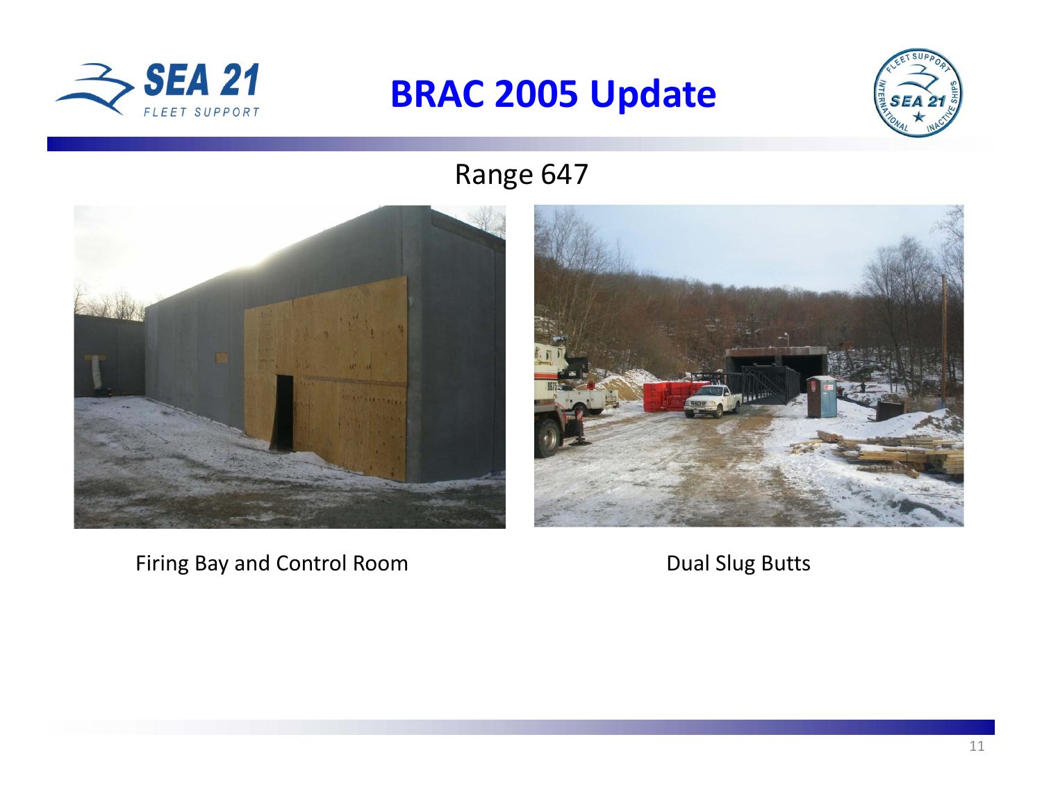# BRAC 2005 Update

## Range 647

Firing Bay and Control Room

Dual Slug Butts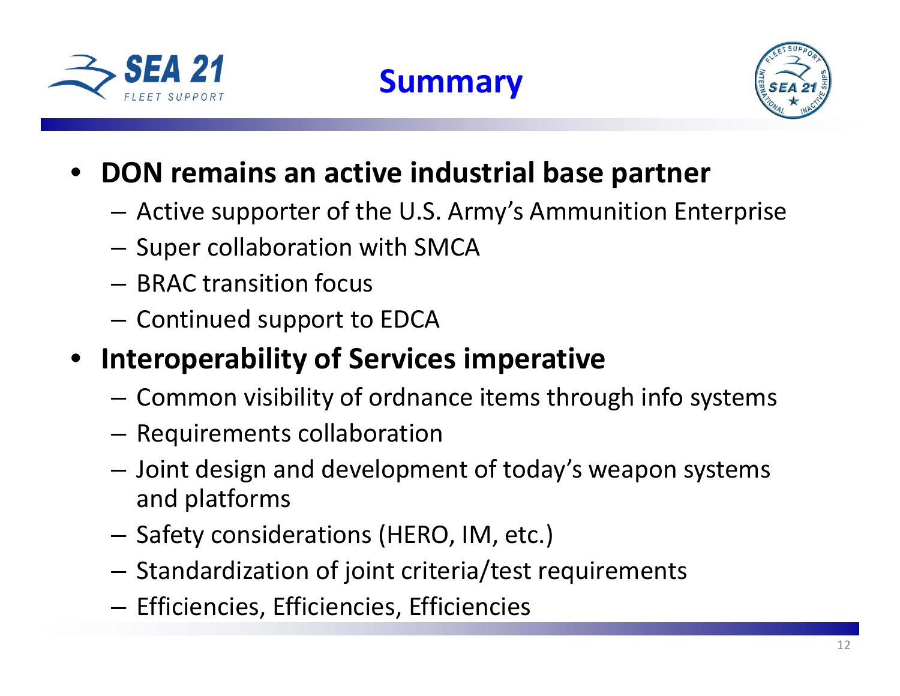# Summary

- **DON remains an active industrial base partner**
  - Active supporter of the U.S. Army's Ammunition Enterprise
  - Super collaboration with SMCA
  - BRAC transition focus
  - Continued support to EDCA
- **Interoperability of Services imperative**
  - Common visibility of ordnance items through info systems
  - Requirements collaboration
  - Joint design and development of today's weapon systems and platforms
  - Safety considerations (HERO, IM, etc.)
  - Standardization of joint criteria/test requirements
  - Efficiencies, Efficiencies, Efficiencies